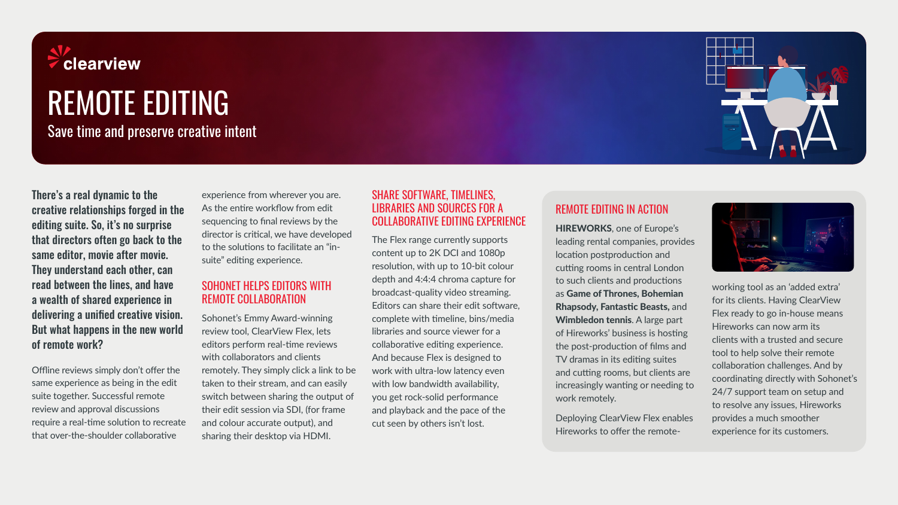clearview

# REMOTE EDITING

Save time and preserve creative intent

**There's a real dynamic to the creative relationships forged in the editing suite. So, it's no surprise that directors often go back to the same editor, movie after movie. They understand each other, can read between the lines, and have a wealth of shared experience in delivering a unified creative vision. But what happens in the new world of remote work?**

Offline reviews simply don't offer the same experience as being in the edit suite together. Successful remote review and approval discussions require a real-time solution to recreate that over-the-shoulder collaborative experience from wherever you are. As the entire workflow from edit sequencing to final reviews by the director is critical, we have developed to the solutions to facilitate an "in-suite" editing experience.

## SOHONET HELPS EDITORS WITH REMOTE COLLABORATION

Sohonet's Emmy Award-winning review tool, ClearView Flex, lets editors perform real-time reviews with collaborators and clients remotely. They simply click a link to be taken to their stream, and can easily switch between sharing the output of their edit session via SDI, (for frame and colour accurate output), and sharing their desktop via HDMI.

## SHARE SOFTWARE, TIMELINES, LIBRARIES AND SOURCES FOR A COLLABORATIVE EDITING EXPERIENCE

The Flex range currently supports content up to 2K DCI and 1080p resolution, with up to 10-bit colour depth and 4:4:4 chroma capture for broadcast-quality video streaming. Editors can share their edit software, complete with timeline, bins/media libraries and source viewer for a collaborative editing experience. And because Flex is designed to work with ultra-low latency even with low bandwidth availability, you get rock-solid performance and playback and the pace of the cut seen by others isn't lost.

## REMOTE EDITING IN ACTION

**HIREWORKS**, one of Europe's leading rental companies, provides location postproduction and cutting rooms in central London to such clients and productions as **Game of Thrones, Bohemian Rhapsody, Fantastic Beasts,** and **Wimbledon tennis**. A large part of Hireworks' business is hosting the post-production of films and TV dramas in its editing suites and cutting rooms, but clients are increasingly wanting or needing to work remotely.

Deploying ClearView Flex enables Hireworks to offer the remote-working tool as an 'added extra' for its clients. Having ClearView Flex ready to go in-house means Hireworks can now arm its clients with a trusted and secure tool to help solve their remote collaboration challenges. And by coordinating directly with Sohonet's 24/7 support team on setup and to resolve any issues, Hireworks provides a much smoother experience for its customers.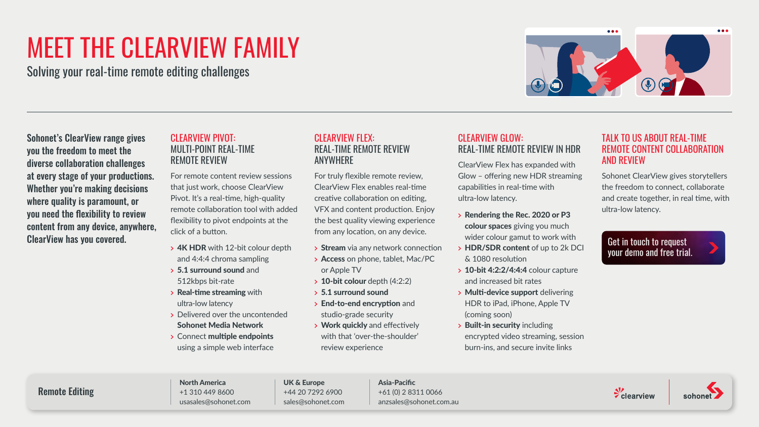# MEET THE CLEARVIEW FAMILY

Solving your real-time remote editing challenges

**Sohonet's ClearView range gives you the freedom to meet the diverse collaboration challenges at every stage of your productions. Whether you're making decisions where quality is paramount, or you need the flexibility to review content from any device, anywhere, ClearView has you covered.**

## CLEARVIEW PIVOT: MULTI-POINT REAL-TIME REMOTE REVIEW

For remote content review sessions that just work, choose ClearView Pivot. It's a real-time, high-quality remote collaboration tool with added flexibility to pivot endpoints at the click of a button.

- **4K HDR** with 12-bit colour depth and 4:4:4 chroma sampling
- **5.1 surround sound** and 512kbps bit-rate
- **Real-time streaming** with ultra-low latency
- Delivered over the uncontended **Sohonet Media Network**
- Connect **multiple endpoints** using a simple web interface

## CLEARVIEW FLEX: REAL-TIME REMOTE REVIEW ANYWHERE

For truly flexible remote review, ClearView Flex enables real-time creative collaboration on editing, VFX and content production. Enjoy the best quality viewing experience from any location, on any device.

- **Stream** via any network connection
- **Access** on phone, tablet, Mac/PC or Apple TV
- **10-bit colour** depth (4:2:2)
- **5.1 surround sound**
- **End-to-end encryption** and studio-grade security
- **Work quickly** and effectively with that 'over-the-shoulder' review experience

## CLEARVIEW GLOW: REAL-TIME REMOTE REVIEW IN HDR

ClearView Flex has expanded with Glow – offering new HDR streaming capabilities in real-time with ultra-low latency.

- **Rendering the Rec. 2020 or P3 colour spaces** giving you much wider colour gamut to work with
- **HDR/SDR content** of up to 2k DCI & 1080 resolution
- **10-bit 4:2:2/4:4:4** colour capture and increased bit rates
- **Multi-device support** delivering HDR to iPad, iPhone, Apple TV (coming soon)
- **Built-in security** including encrypted video streaming, session burn-ins, and secure invite links

## TALK TO US ABOUT REAL-TIME REMOTE CONTENT COLLABORATION AND REVIEW

Sohonet ClearView gives storytellers the freedom to connect, collaborate and create together, in real time, with ultra-low latency.

Get in touch to request your demo and free trial.

---

Remote Editing

**North America**
+1 310 449 8600
usasales@sohonet.com

**UK & Europe**
+44 20 7292 6900
sales@sohonet.com

**Asia-Pacific**
+61 (0) 2 8311 0066
anzsales@sohonet.com.au

clearview | sohonet